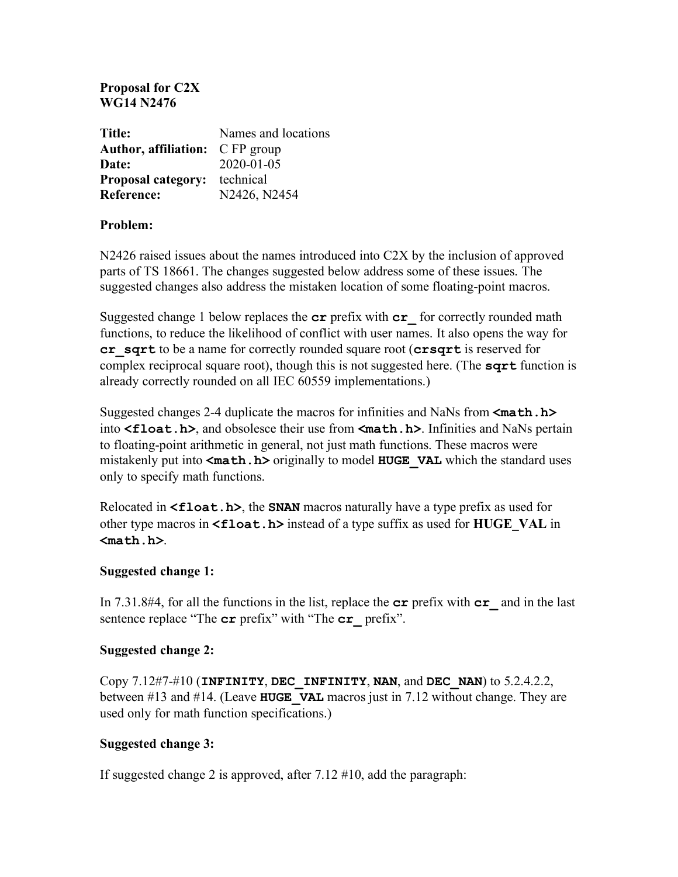**Proposal for C2X**
**WG14 N2476**

| | |
|---|---|
| **Title:** | Names and locations |
| **Author, affiliation:** | C FP group |
| **Date:** | 2020-01-05 |
| **Proposal category:** | technical |
| **Reference:** | N2426, N2454 |

**Problem:**

N2426 raised issues about the names introduced into C2X by the inclusion of approved parts of TS 18661. The changes suggested below address some of these issues. The suggested changes also address the mistaken location of some floating-point macros.

Suggested change 1 below replaces the **`cr`** prefix with **`cr_`** for correctly rounded math functions, to reduce the likelihood of conflict with user names. It also opens the way for **`cr_sqrt`** to be a name for correctly rounded square root (**`crsqrt`** is reserved for complex reciprocal square root), though this is not suggested here. (The **`sqrt`** function is already correctly rounded on all IEC 60559 implementations.)

Suggested changes 2-4 duplicate the macros for infinities and NaNs from **`<math.h>`** into **`<float.h>`**, and obsolesce their use from **`<math.h>`**. Infinities and NaNs pertain to floating-point arithmetic in general, not just math functions. These macros were mistakenly put into **`<math.h>`** originally to model **`HUGE_VAL`** which the standard uses only to specify math functions.

Relocated in **`<float.h>`**, the **`SNAN`** macros naturally have a type prefix as used for other type macros in **`<float.h>`** instead of a type suffix as used for **HUGE_VAL** in **`<math.h>`**.

**Suggested change 1:**

In 7.31.8#4, for all the functions in the list, replace the **`cr`** prefix with **`cr_`** and in the last sentence replace "The **`cr`** prefix" with "The **`cr_`** prefix".

**Suggested change 2:**

Copy 7.12#7-#10 (**`INFINITY`**, **`DEC_INFINITY`**, **`NAN`**, and **`DEC_NAN`**) to 5.2.4.2.2, between #13 and #14. (Leave **`HUGE_VAL`** macros just in 7.12 without change. They are used only for math function specifications.)

**Suggested change 3:**

If suggested change 2 is approved, after 7.12 #10, add the paragraph: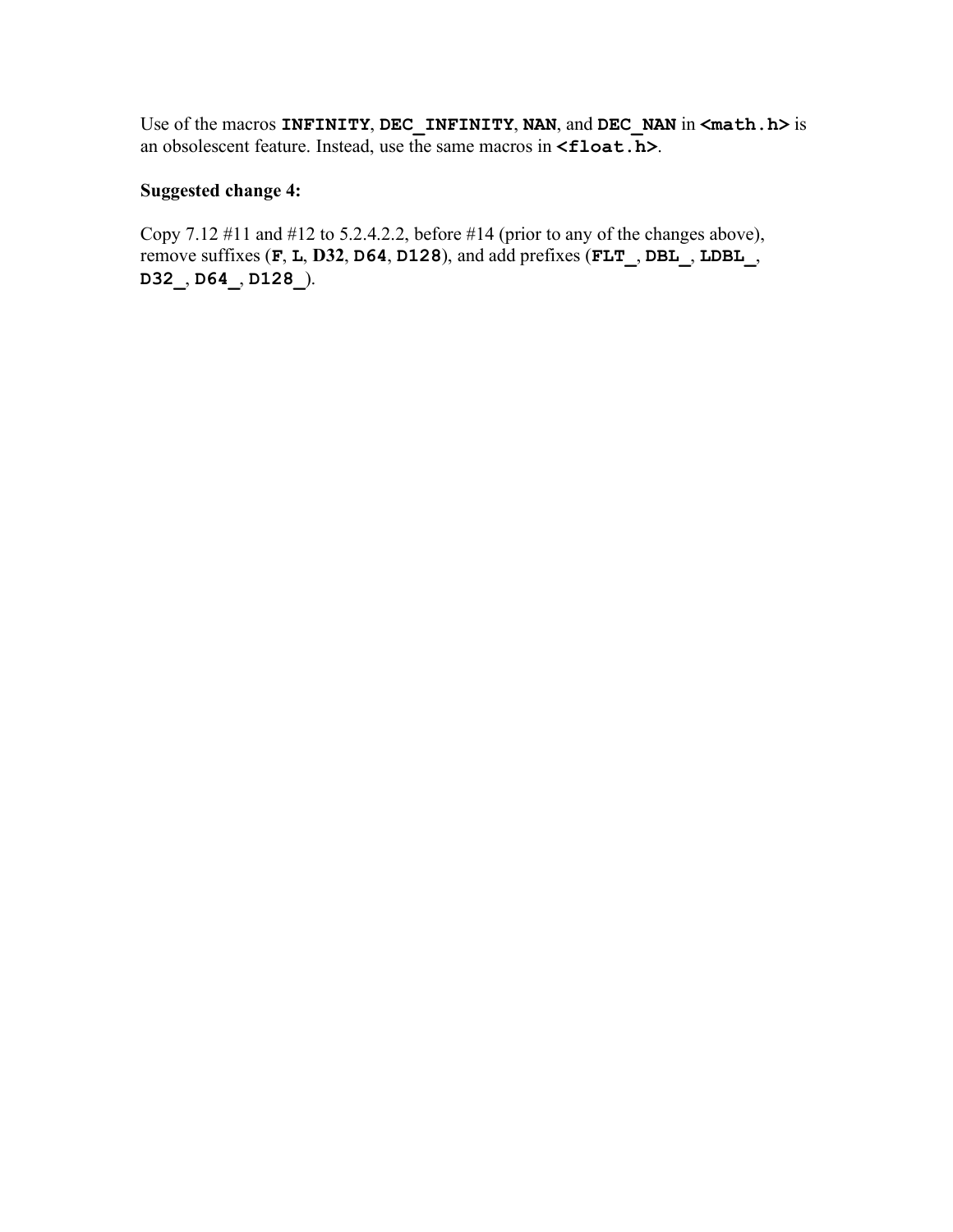Use of the macros **`INFINITY`**, **`DEC_INFINITY`**, **`NAN`**, and **`DEC_NAN`** in **`<math.h>`** is an obsolescent feature. Instead, use the same macros in **`<float.h>`**.

**Suggested change 4:**

Copy 7.12 #11 and #12 to 5.2.4.2.2, before #14 (prior to any of the changes above), remove suffixes (**`F`**, **`L`**, **D32**, **`D64`**, **`D128`**), and add prefixes (**`FLT_`**, **`DBL_`**, **`LDBL_`**, **`D32_`**, **`D64_`**, **`D128_`**).